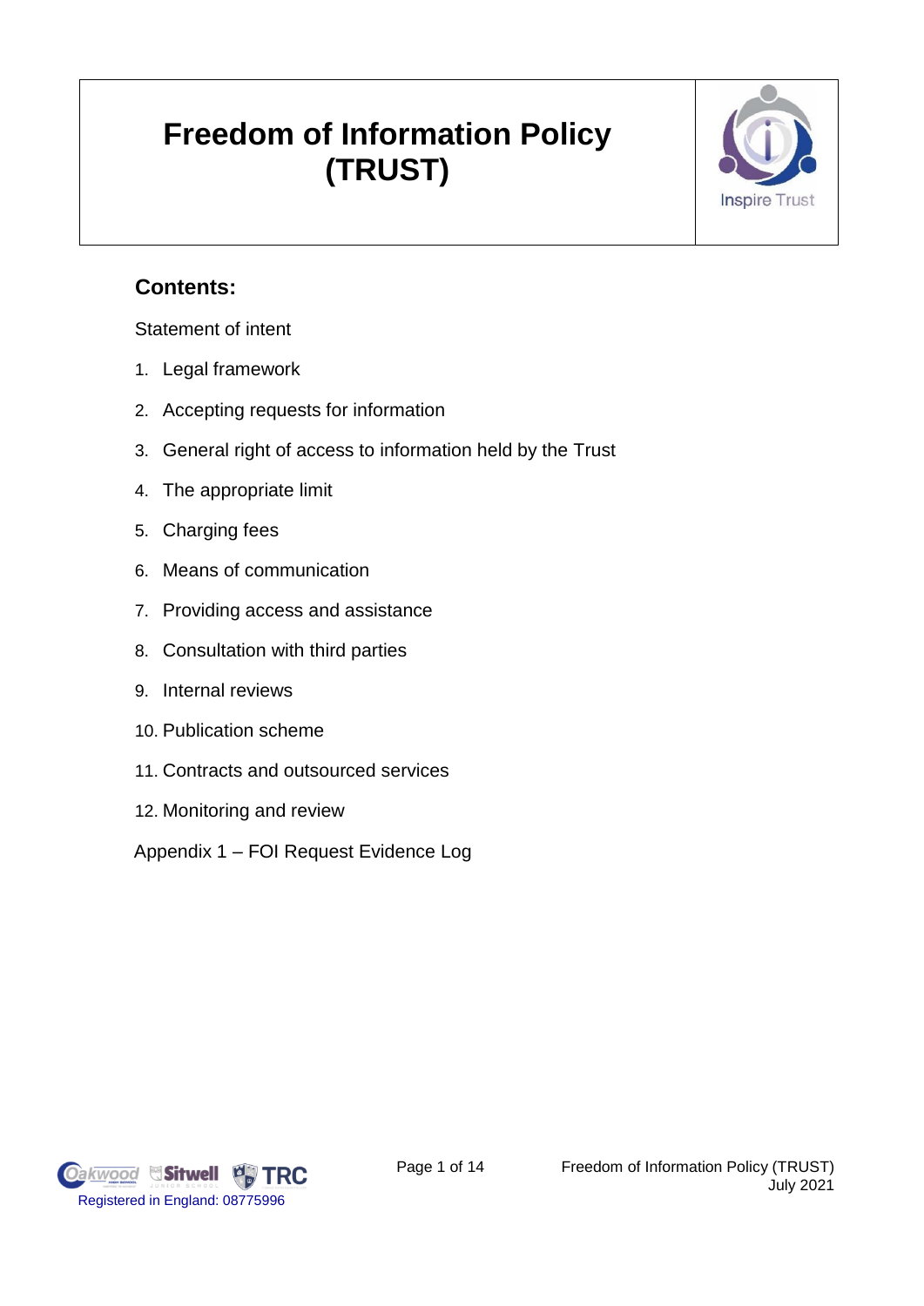# Freedom of Information Policy (TRUST)

## Contents:

Statement of intent

1. Legal framework
2. Accepting requests for information
3. General right of access to information held by the Trust
4. The appropriate limit
5. Charging fees
6. Means of communication
7. Providing access and assistance
8. Consultation with third parties
9. Internal reviews
10. Publication scheme
11. Contracts and outsourced services
12. Monitoring and review

Appendix 1 – FOI Request Evidence Log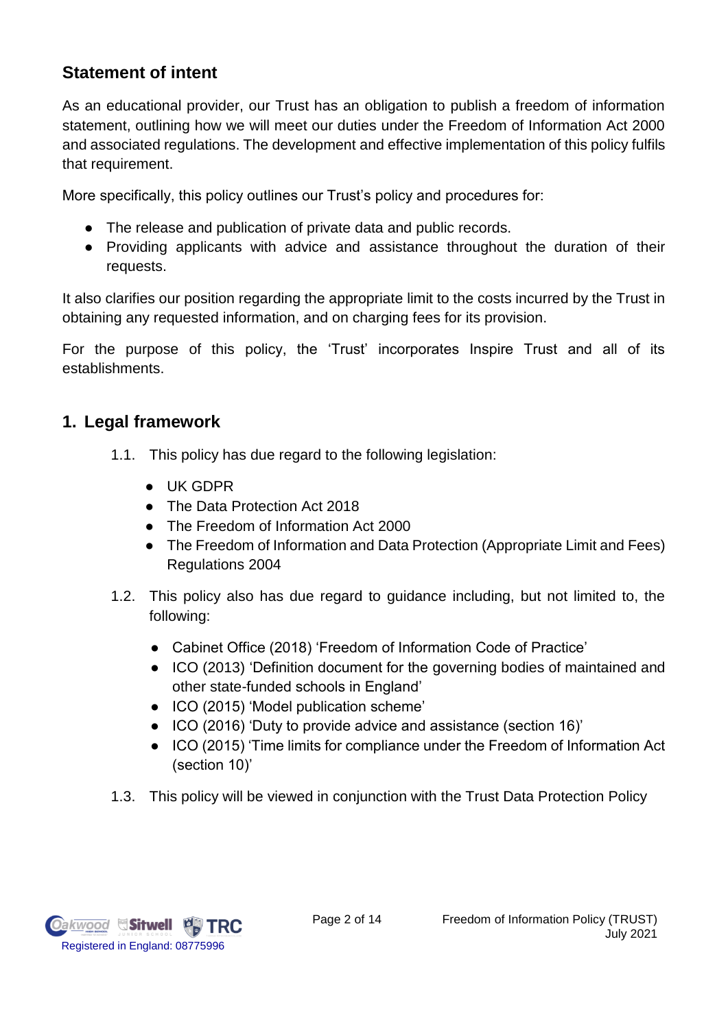## Statement of intent

As an educational provider, our Trust has an obligation to publish a freedom of information statement, outlining how we will meet our duties under the Freedom of Information Act 2000 and associated regulations. The development and effective implementation of this policy fulfils that requirement.

More specifically, this policy outlines our Trust's policy and procedures for:

- The release and publication of private data and public records.
- Providing applicants with advice and assistance throughout the duration of their requests.

It also clarifies our position regarding the appropriate limit to the costs incurred by the Trust in obtaining any requested information, and on charging fees for its provision.

For the purpose of this policy, the 'Trust' incorporates Inspire Trust and all of its establishments.

## 1. Legal framework

1.1. This policy has due regard to the following legislation:

- UK GDPR
- The Data Protection Act 2018
- The Freedom of Information Act 2000
- The Freedom of Information and Data Protection (Appropriate Limit and Fees) Regulations 2004

1.2. This policy also has due regard to guidance including, but not limited to, the following:

- Cabinet Office (2018) 'Freedom of Information Code of Practice'
- ICO (2013) 'Definition document for the governing bodies of maintained and other state-funded schools in England'
- ICO (2015) 'Model publication scheme'
- ICO (2016) 'Duty to provide advice and assistance (section 16)'
- ICO (2015) 'Time limits for compliance under the Freedom of Information Act (section 10)'

1.3. This policy will be viewed in conjunction with the Trust Data Protection Policy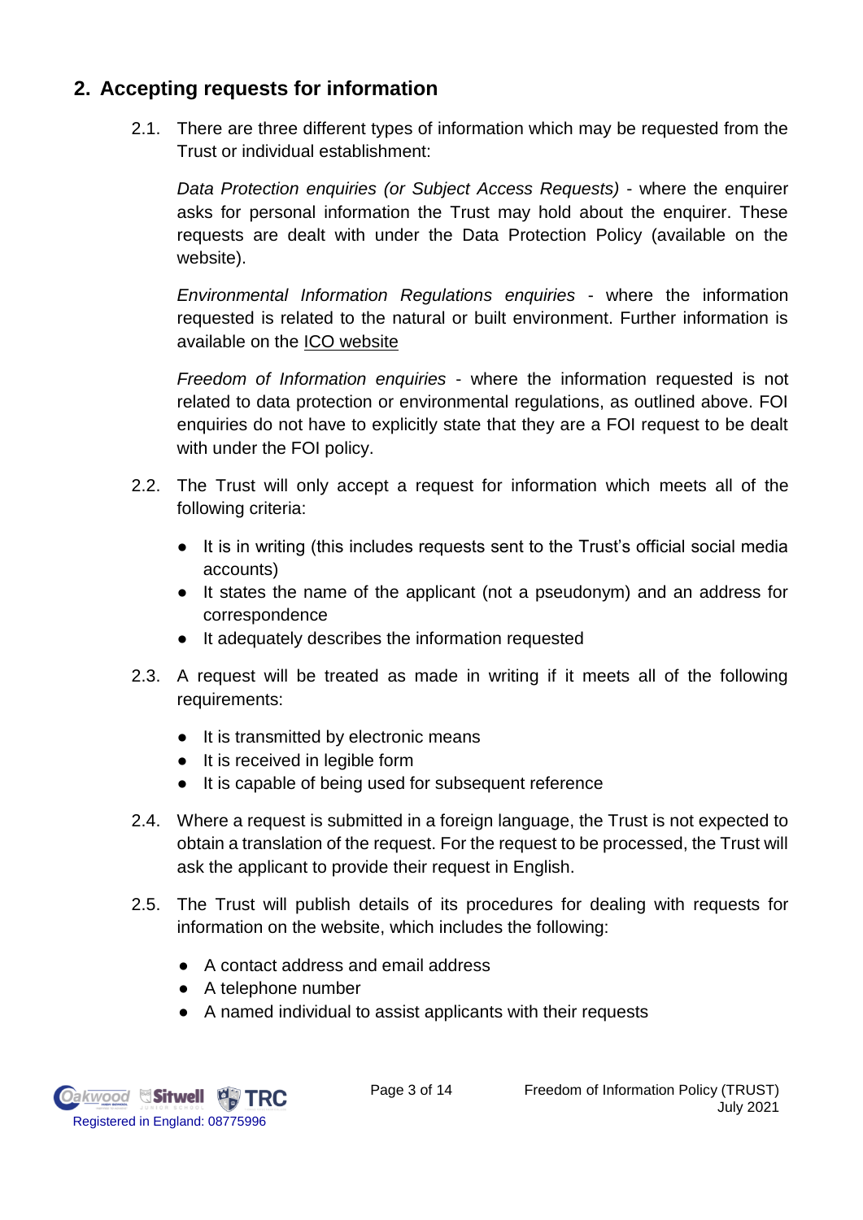## 2. Accepting requests for information

2.1. There are three different types of information which may be requested from the Trust or individual establishment:

*Data Protection enquiries (or Subject Access Requests)* - where the enquirer asks for personal information the Trust may hold about the enquirer. These requests are dealt with under the Data Protection Policy (available on the website).

*Environmental Information Regulations enquiries* - where the information requested is related to the natural or built environment. Further information is available on the ICO website

*Freedom of Information enquiries* - where the information requested is not related to data protection or environmental regulations, as outlined above. FOI enquiries do not have to explicitly state that they are a FOI request to be dealt with under the FOI policy.

2.2. The Trust will only accept a request for information which meets all of the following criteria:

- It is in writing (this includes requests sent to the Trust's official social media accounts)
- It states the name of the applicant (not a pseudonym) and an address for correspondence
- It adequately describes the information requested

2.3. A request will be treated as made in writing if it meets all of the following requirements:

- It is transmitted by electronic means
- It is received in legible form
- It is capable of being used for subsequent reference

2.4. Where a request is submitted in a foreign language, the Trust is not expected to obtain a translation of the request. For the request to be processed, the Trust will ask the applicant to provide their request in English.

2.5. The Trust will publish details of its procedures for dealing with requests for information on the website, which includes the following:

- A contact address and email address
- A telephone number
- A named individual to assist applicants with their requests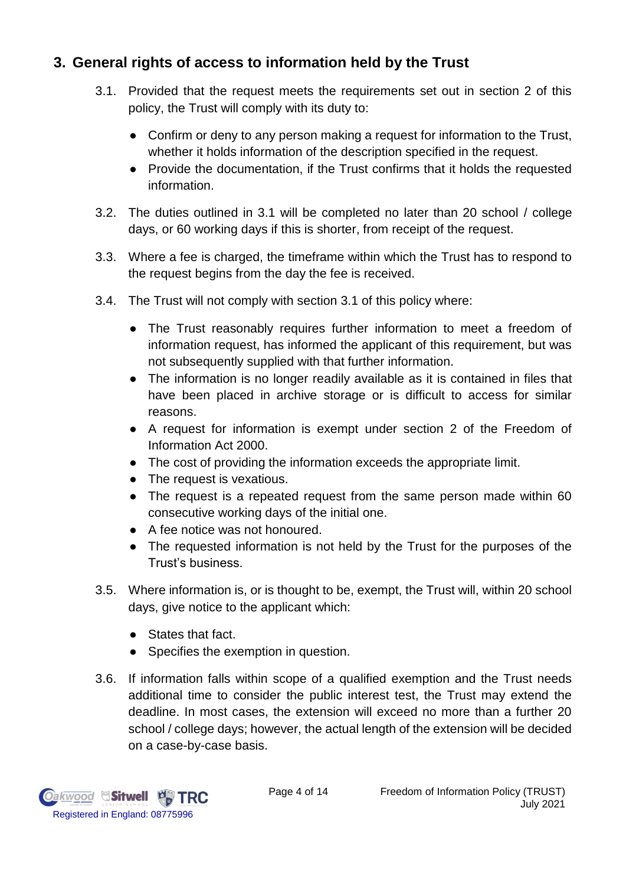## 3. General rights of access to information held by the Trust

3.1. Provided that the request meets the requirements set out in section 2 of this policy, the Trust will comply with its duty to:

- Confirm or deny to any person making a request for information to the Trust, whether it holds information of the description specified in the request.
- Provide the documentation, if the Trust confirms that it holds the requested information.

3.2. The duties outlined in 3.1 will be completed no later than 20 school / college days, or 60 working days if this is shorter, from receipt of the request.

3.3. Where a fee is charged, the timeframe within which the Trust has to respond to the request begins from the day the fee is received.

3.4. The Trust will not comply with section 3.1 of this policy where:

- The Trust reasonably requires further information to meet a freedom of information request, has informed the applicant of this requirement, but was not subsequently supplied with that further information.
- The information is no longer readily available as it is contained in files that have been placed in archive storage or is difficult to access for similar reasons.
- A request for information is exempt under section 2 of the Freedom of Information Act 2000.
- The cost of providing the information exceeds the appropriate limit.
- The request is vexatious.
- The request is a repeated request from the same person made within 60 consecutive working days of the initial one.
- A fee notice was not honoured.
- The requested information is not held by the Trust for the purposes of the Trust's business.

3.5. Where information is, or is thought to be, exempt, the Trust will, within 20 school days, give notice to the applicant which:

- States that fact.
- Specifies the exemption in question.

3.6. If information falls within scope of a qualified exemption and the Trust needs additional time to consider the public interest test, the Trust may extend the deadline. In most cases, the extension will exceed no more than a further 20 school / college days; however, the actual length of the extension will be decided on a case-by-case basis.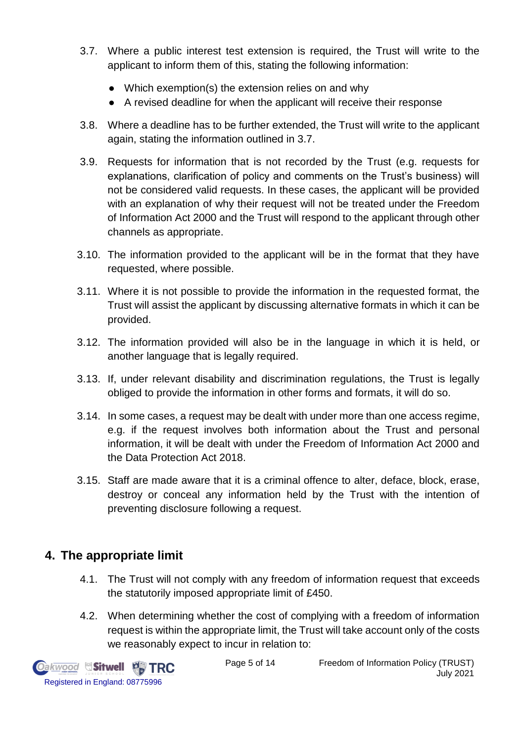3.7. Where a public interest test extension is required, the Trust will write to the applicant to inform them of this, stating the following information:

- Which exemption(s) the extension relies on and why
- A revised deadline for when the applicant will receive their response

3.8. Where a deadline has to be further extended, the Trust will write to the applicant again, stating the information outlined in 3.7.

3.9. Requests for information that is not recorded by the Trust (e.g. requests for explanations, clarification of policy and comments on the Trust's business) will not be considered valid requests. In these cases, the applicant will be provided with an explanation of why their request will not be treated under the Freedom of Information Act 2000 and the Trust will respond to the applicant through other channels as appropriate.

3.10. The information provided to the applicant will be in the format that they have requested, where possible.

3.11. Where it is not possible to provide the information in the requested format, the Trust will assist the applicant by discussing alternative formats in which it can be provided.

3.12. The information provided will also be in the language in which it is held, or another language that is legally required.

3.13. If, under relevant disability and discrimination regulations, the Trust is legally obliged to provide the information in other forms and formats, it will do so.

3.14. In some cases, a request may be dealt with under more than one access regime, e.g. if the request involves both information about the Trust and personal information, it will be dealt with under the Freedom of Information Act 2000 and the Data Protection Act 2018.

3.15. Staff are made aware that it is a criminal offence to alter, deface, block, erase, destroy or conceal any information held by the Trust with the intention of preventing disclosure following a request.

## 4. The appropriate limit

4.1. The Trust will not comply with any freedom of information request that exceeds the statutorily imposed appropriate limit of £450.

4.2. When determining whether the cost of complying with a freedom of information request is within the appropriate limit, the Trust will take account only of the costs we reasonably expect to incur in relation to: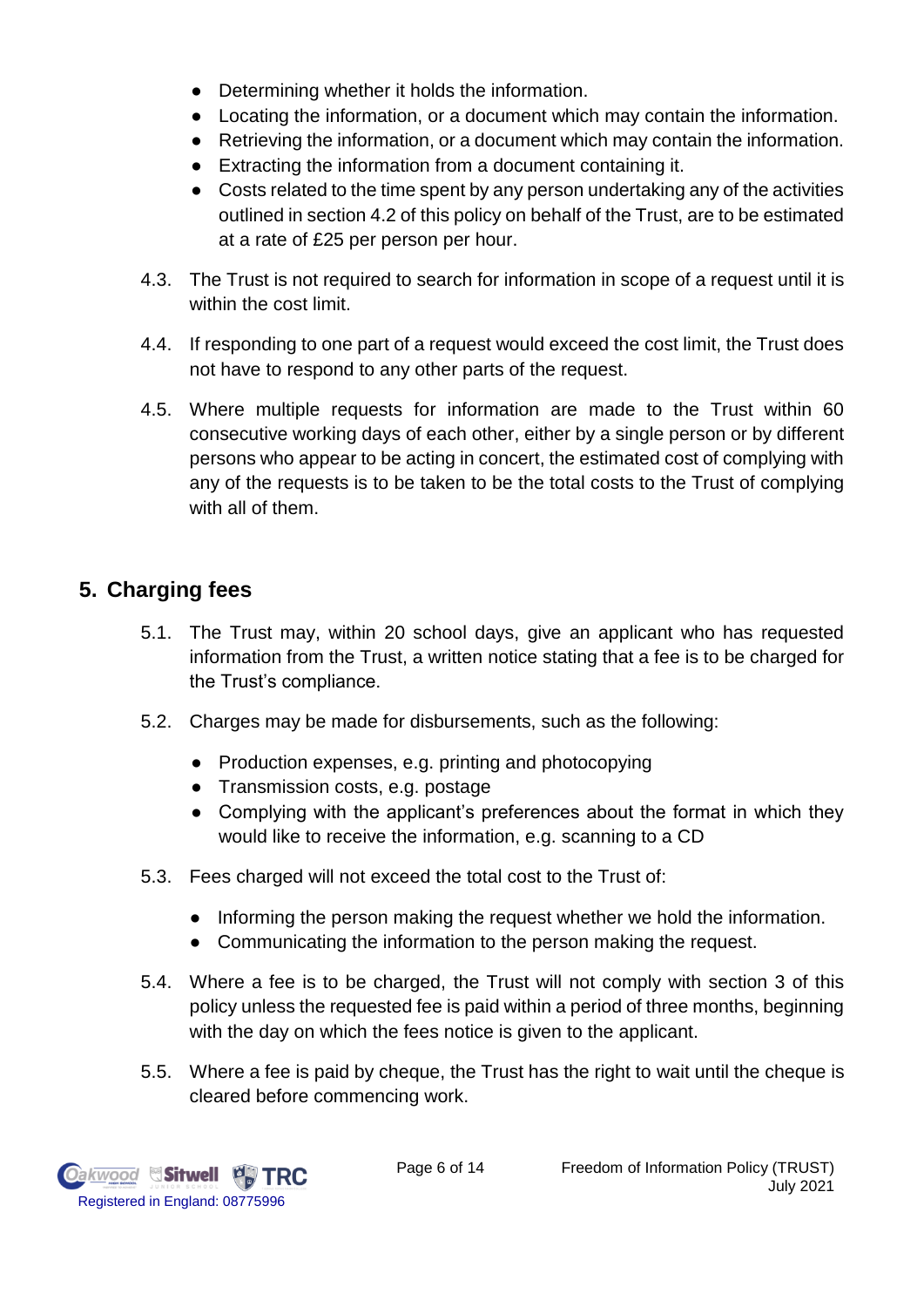- Determining whether it holds the information.
- Locating the information, or a document which may contain the information.
- Retrieving the information, or a document which may contain the information.
- Extracting the information from a document containing it.
- Costs related to the time spent by any person undertaking any of the activities outlined in section 4.2 of this policy on behalf of the Trust, are to be estimated at a rate of £25 per person per hour.

4.3. The Trust is not required to search for information in scope of a request until it is within the cost limit.

4.4. If responding to one part of a request would exceed the cost limit, the Trust does not have to respond to any other parts of the request.

4.5. Where multiple requests for information are made to the Trust within 60 consecutive working days of each other, either by a single person or by different persons who appear to be acting in concert, the estimated cost of complying with any of the requests is to be taken to be the total costs to the Trust of complying with all of them.

## 5. Charging fees

5.1. The Trust may, within 20 school days, give an applicant who has requested information from the Trust, a written notice stating that a fee is to be charged for the Trust's compliance.

5.2. Charges may be made for disbursements, such as the following:

- Production expenses, e.g. printing and photocopying
- Transmission costs, e.g. postage
- Complying with the applicant's preferences about the format in which they would like to receive the information, e.g. scanning to a CD

5.3. Fees charged will not exceed the total cost to the Trust of:

- Informing the person making the request whether we hold the information.
- Communicating the information to the person making the request.

5.4. Where a fee is to be charged, the Trust will not comply with section 3 of this policy unless the requested fee is paid within a period of three months, beginning with the day on which the fees notice is given to the applicant.

5.5. Where a fee is paid by cheque, the Trust has the right to wait until the cheque is cleared before commencing work.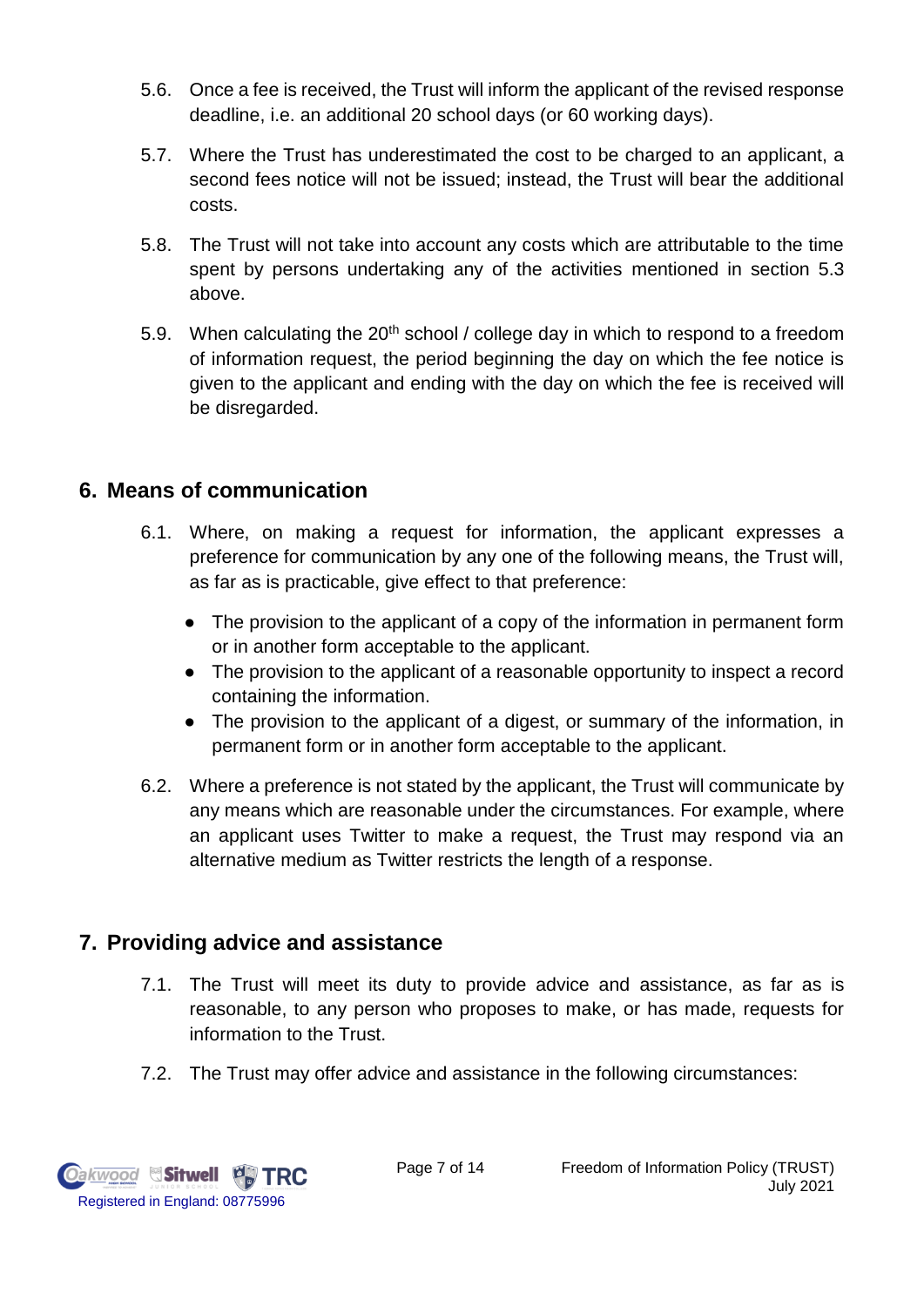5.6. Once a fee is received, the Trust will inform the applicant of the revised response deadline, i.e. an additional 20 school days (or 60 working days).

5.7. Where the Trust has underestimated the cost to be charged to an applicant, a second fees notice will not be issued; instead, the Trust will bear the additional costs.

5.8. The Trust will not take into account any costs which are attributable to the time spent by persons undertaking any of the activities mentioned in section 5.3 above.

5.9. When calculating the 20th school / college day in which to respond to a freedom of information request, the period beginning the day on which the fee notice is given to the applicant and ending with the day on which the fee is received will be disregarded.

## 6. Means of communication

6.1. Where, on making a request for information, the applicant expresses a preference for communication by any one of the following means, the Trust will, as far as is practicable, give effect to that preference:

- The provision to the applicant of a copy of the information in permanent form or in another form acceptable to the applicant.
- The provision to the applicant of a reasonable opportunity to inspect a record containing the information.
- The provision to the applicant of a digest, or summary of the information, in permanent form or in another form acceptable to the applicant.

6.2. Where a preference is not stated by the applicant, the Trust will communicate by any means which are reasonable under the circumstances. For example, where an applicant uses Twitter to make a request, the Trust may respond via an alternative medium as Twitter restricts the length of a response.

## 7. Providing advice and assistance

7.1. The Trust will meet its duty to provide advice and assistance, as far as is reasonable, to any person who proposes to make, or has made, requests for information to the Trust.

7.2. The Trust may offer advice and assistance in the following circumstances: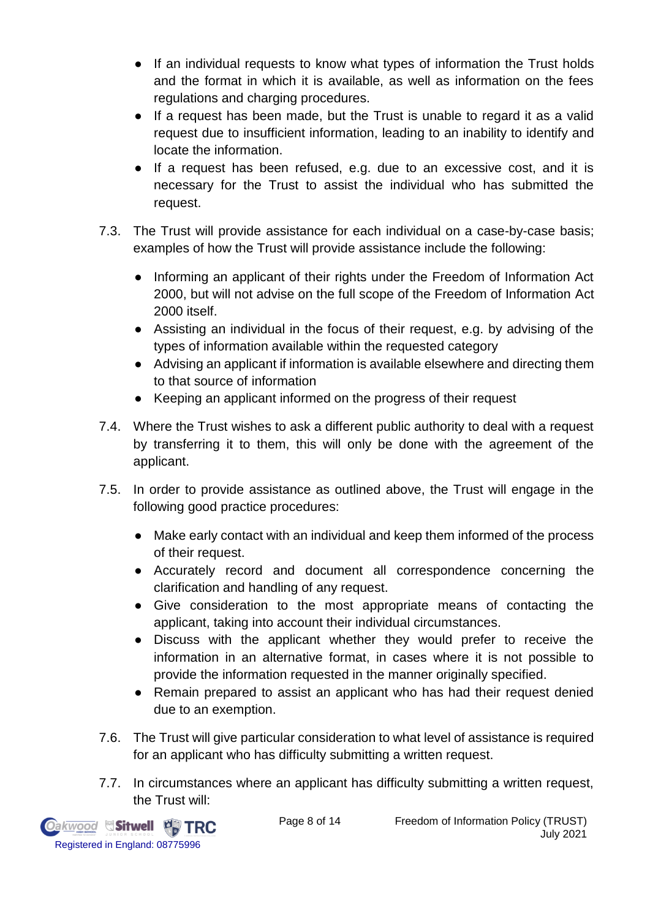- If an individual requests to know what types of information the Trust holds and the format in which it is available, as well as information on the fees regulations and charging procedures.
- If a request has been made, but the Trust is unable to regard it as a valid request due to insufficient information, leading to an inability to identify and locate the information.
- If a request has been refused, e.g. due to an excessive cost, and it is necessary for the Trust to assist the individual who has submitted the request.

7.3. The Trust will provide assistance for each individual on a case-by-case basis; examples of how the Trust will provide assistance include the following:

- Informing an applicant of their rights under the Freedom of Information Act 2000, but will not advise on the full scope of the Freedom of Information Act 2000 itself.
- Assisting an individual in the focus of their request, e.g. by advising of the types of information available within the requested category
- Advising an applicant if information is available elsewhere and directing them to that source of information
- Keeping an applicant informed on the progress of their request

7.4. Where the Trust wishes to ask a different public authority to deal with a request by transferring it to them, this will only be done with the agreement of the applicant.

7.5. In order to provide assistance as outlined above, the Trust will engage in the following good practice procedures:

- Make early contact with an individual and keep them informed of the process of their request.
- Accurately record and document all correspondence concerning the clarification and handling of any request.
- Give consideration to the most appropriate means of contacting the applicant, taking into account their individual circumstances.
- Discuss with the applicant whether they would prefer to receive the information in an alternative format, in cases where it is not possible to provide the information requested in the manner originally specified.
- Remain prepared to assist an applicant who has had their request denied due to an exemption.

7.6. The Trust will give particular consideration to what level of assistance is required for an applicant who has difficulty submitting a written request.

7.7. In circumstances where an applicant has difficulty submitting a written request, the Trust will: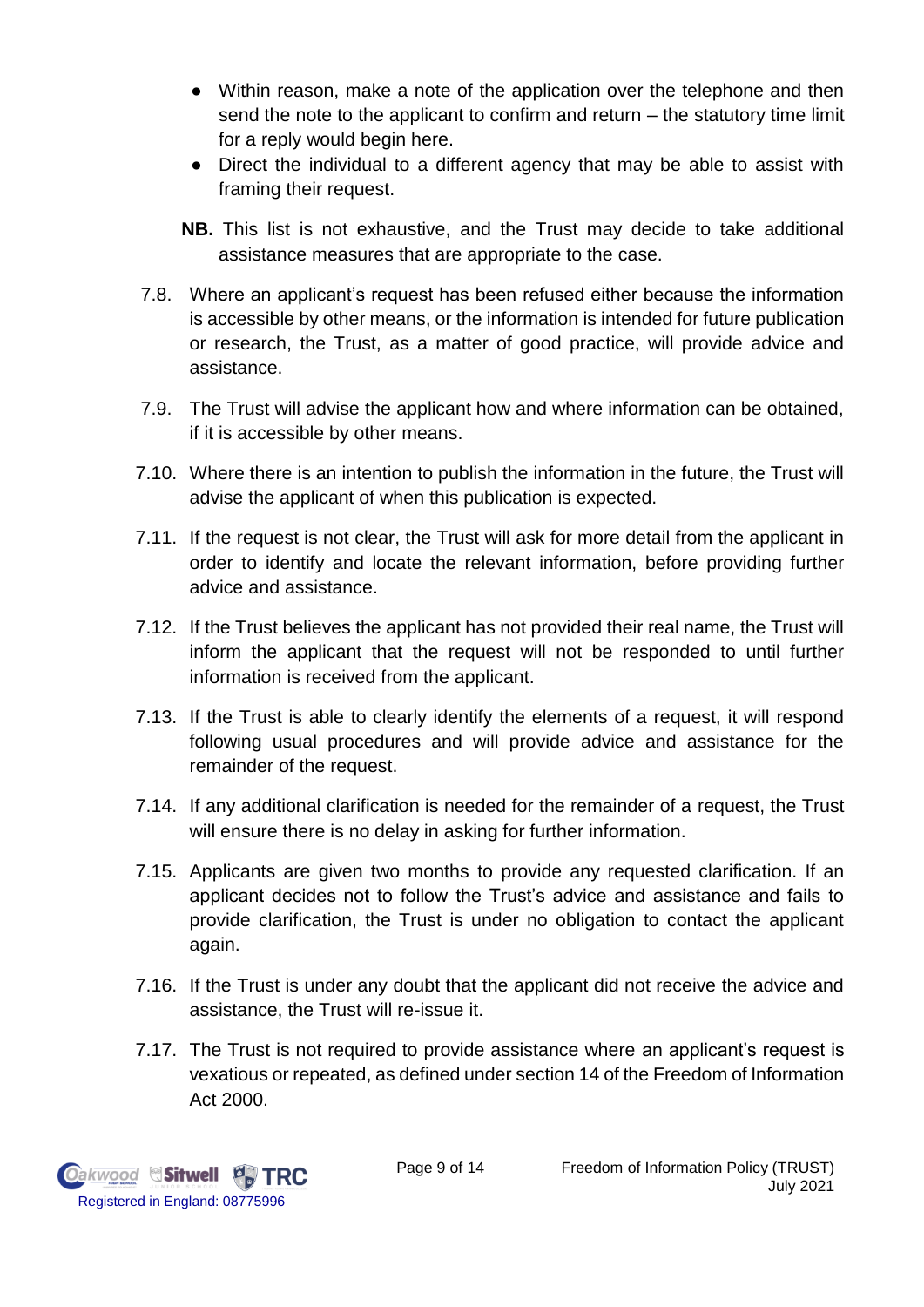- Within reason, make a note of the application over the telephone and then send the note to the applicant to confirm and return – the statutory time limit for a reply would begin here.
- Direct the individual to a different agency that may be able to assist with framing their request.

**NB.** This list is not exhaustive, and the Trust may decide to take additional assistance measures that are appropriate to the case.

7.8. Where an applicant's request has been refused either because the information is accessible by other means, or the information is intended for future publication or research, the Trust, as a matter of good practice, will provide advice and assistance.

7.9. The Trust will advise the applicant how and where information can be obtained, if it is accessible by other means.

7.10. Where there is an intention to publish the information in the future, the Trust will advise the applicant of when this publication is expected.

7.11. If the request is not clear, the Trust will ask for more detail from the applicant in order to identify and locate the relevant information, before providing further advice and assistance.

7.12. If the Trust believes the applicant has not provided their real name, the Trust will inform the applicant that the request will not be responded to until further information is received from the applicant.

7.13. If the Trust is able to clearly identify the elements of a request, it will respond following usual procedures and will provide advice and assistance for the remainder of the request.

7.14. If any additional clarification is needed for the remainder of a request, the Trust will ensure there is no delay in asking for further information.

7.15. Applicants are given two months to provide any requested clarification. If an applicant decides not to follow the Trust's advice and assistance and fails to provide clarification, the Trust is under no obligation to contact the applicant again.

7.16. If the Trust is under any doubt that the applicant did not receive the advice and assistance, the Trust will re-issue it.

7.17. The Trust is not required to provide assistance where an applicant's request is vexatious or repeated, as defined under section 14 of the Freedom of Information Act 2000.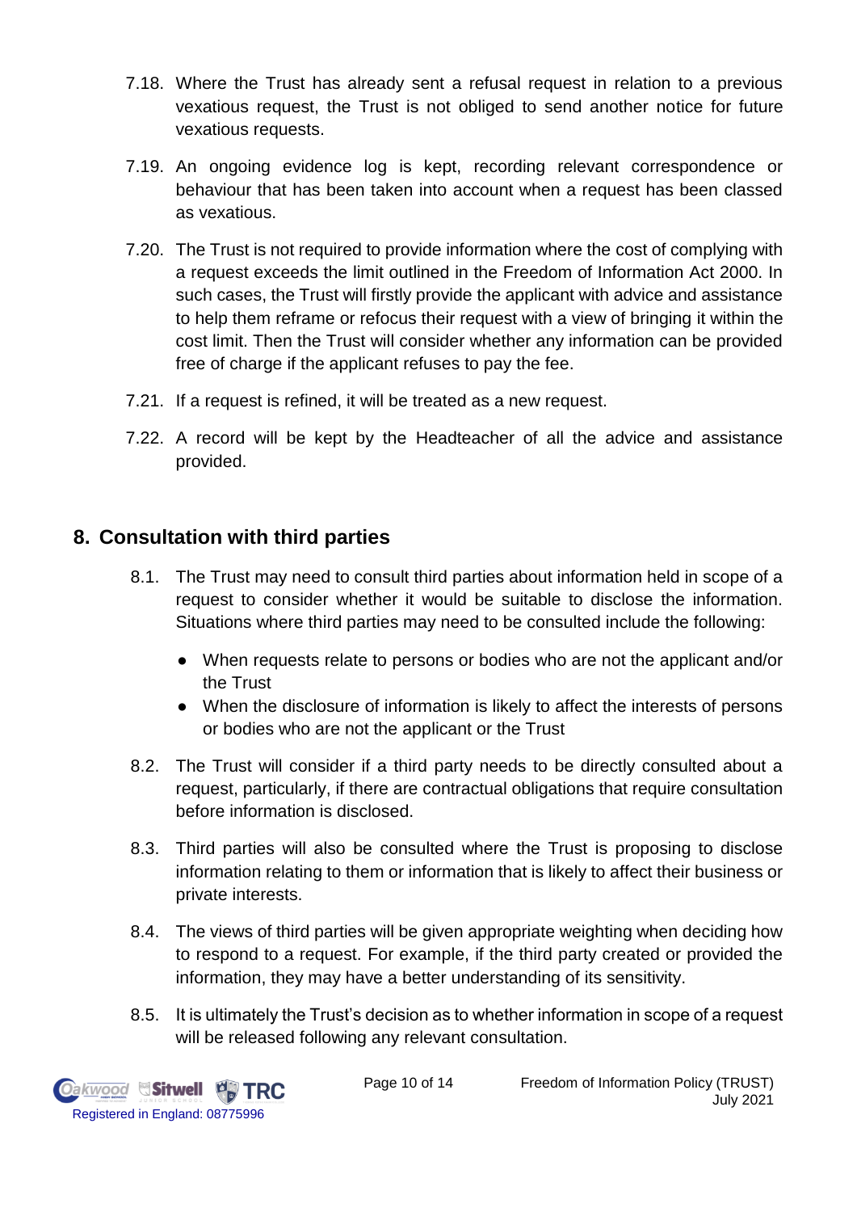7.18. Where the Trust has already sent a refusal request in relation to a previous vexatious request, the Trust is not obliged to send another notice for future vexatious requests.

7.19. An ongoing evidence log is kept, recording relevant correspondence or behaviour that has been taken into account when a request has been classed as vexatious.

7.20. The Trust is not required to provide information where the cost of complying with a request exceeds the limit outlined in the Freedom of Information Act 2000. In such cases, the Trust will firstly provide the applicant with advice and assistance to help them reframe or refocus their request with a view of bringing it within the cost limit. Then the Trust will consider whether any information can be provided free of charge if the applicant refuses to pay the fee.

7.21. If a request is refined, it will be treated as a new request.

7.22. A record will be kept by the Headteacher of all the advice and assistance provided.

## 8. Consultation with third parties

8.1. The Trust may need to consult third parties about information held in scope of a request to consider whether it would be suitable to disclose the information. Situations where third parties may need to be consulted include the following:

- When requests relate to persons or bodies who are not the applicant and/or the Trust
- When the disclosure of information is likely to affect the interests of persons or bodies who are not the applicant or the Trust

8.2. The Trust will consider if a third party needs to be directly consulted about a request, particularly, if there are contractual obligations that require consultation before information is disclosed.

8.3. Third parties will also be consulted where the Trust is proposing to disclose information relating to them or information that is likely to affect their business or private interests.

8.4. The views of third parties will be given appropriate weighting when deciding how to respond to a request. For example, if the third party created or provided the information, they may have a better understanding of its sensitivity.

8.5. It is ultimately the Trust's decision as to whether information in scope of a request will be released following any relevant consultation.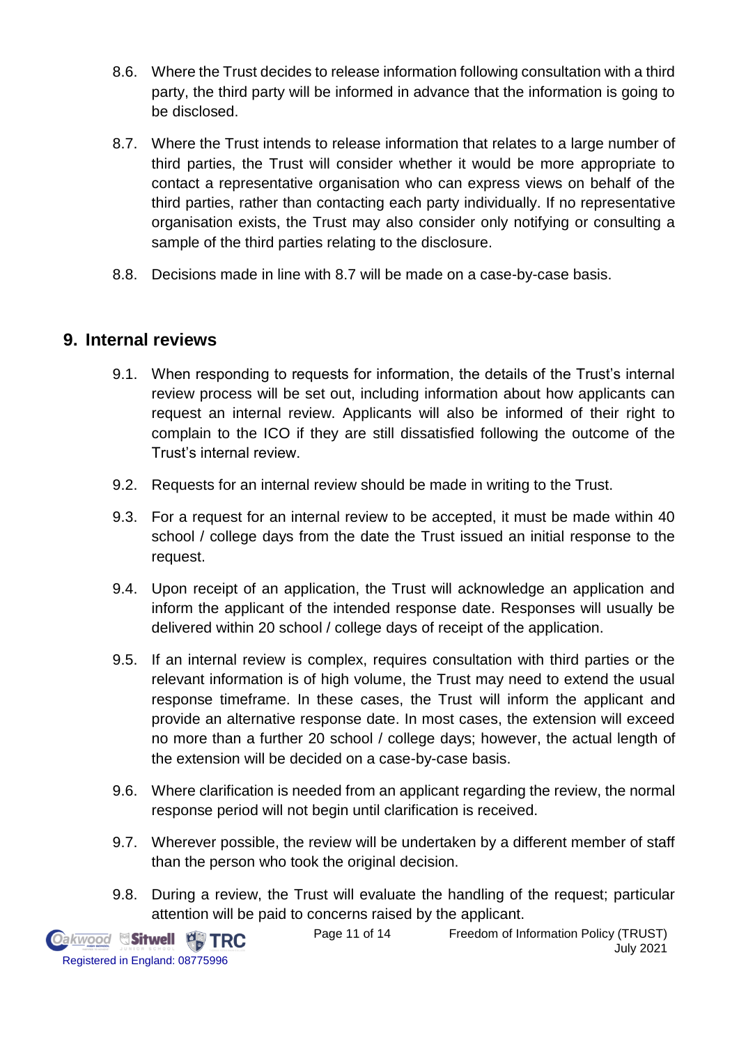8.6. Where the Trust decides to release information following consultation with a third party, the third party will be informed in advance that the information is going to be disclosed.

8.7. Where the Trust intends to release information that relates to a large number of third parties, the Trust will consider whether it would be more appropriate to contact a representative organisation who can express views on behalf of the third parties, rather than contacting each party individually. If no representative organisation exists, the Trust may also consider only notifying or consulting a sample of the third parties relating to the disclosure.

8.8. Decisions made in line with 8.7 will be made on a case-by-case basis.

## 9. Internal reviews

9.1. When responding to requests for information, the details of the Trust's internal review process will be set out, including information about how applicants can request an internal review. Applicants will also be informed of their right to complain to the ICO if they are still dissatisfied following the outcome of the Trust's internal review.

9.2. Requests for an internal review should be made in writing to the Trust.

9.3. For a request for an internal review to be accepted, it must be made within 40 school / college days from the date the Trust issued an initial response to the request.

9.4. Upon receipt of an application, the Trust will acknowledge an application and inform the applicant of the intended response date. Responses will usually be delivered within 20 school / college days of receipt of the application.

9.5. If an internal review is complex, requires consultation with third parties or the relevant information is of high volume, the Trust may need to extend the usual response timeframe. In these cases, the Trust will inform the applicant and provide an alternative response date. In most cases, the extension will exceed no more than a further 20 school / college days; however, the actual length of the extension will be decided on a case-by-case basis.

9.6. Where clarification is needed from an applicant regarding the review, the normal response period will not begin until clarification is received.

9.7. Wherever possible, the review will be undertaken by a different member of staff than the person who took the original decision.

9.8. During a review, the Trust will evaluate the handling of the request; particular attention will be paid to concerns raised by the applicant.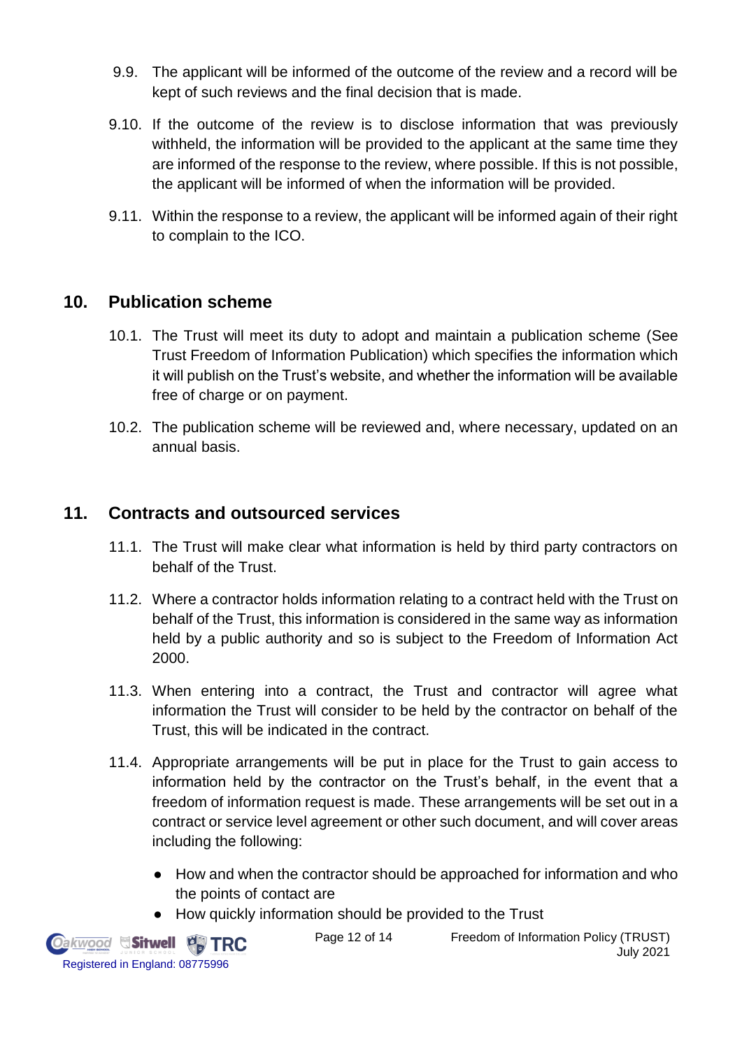9.9. The applicant will be informed of the outcome of the review and a record will be kept of such reviews and the final decision that is made.

9.10. If the outcome of the review is to disclose information that was previously withheld, the information will be provided to the applicant at the same time they are informed of the response to the review, where possible. If this is not possible, the applicant will be informed of when the information will be provided.

9.11. Within the response to a review, the applicant will be informed again of their right to complain to the ICO.

## 10. Publication scheme

10.1. The Trust will meet its duty to adopt and maintain a publication scheme (See Trust Freedom of Information Publication) which specifies the information which it will publish on the Trust's website, and whether the information will be available free of charge or on payment.

10.2. The publication scheme will be reviewed and, where necessary, updated on an annual basis.

## 11. Contracts and outsourced services

11.1. The Trust will make clear what information is held by third party contractors on behalf of the Trust.

11.2. Where a contractor holds information relating to a contract held with the Trust on behalf of the Trust, this information is considered in the same way as information held by a public authority and so is subject to the Freedom of Information Act 2000.

11.3. When entering into a contract, the Trust and contractor will agree what information the Trust will consider to be held by the contractor on behalf of the Trust, this will be indicated in the contract.

11.4. Appropriate arrangements will be put in place for the Trust to gain access to information held by the contractor on the Trust's behalf, in the event that a freedom of information request is made. These arrangements will be set out in a contract or service level agreement or other such document, and will cover areas including the following:

- How and when the contractor should be approached for information and who the points of contact are
- How quickly information should be provided to the Trust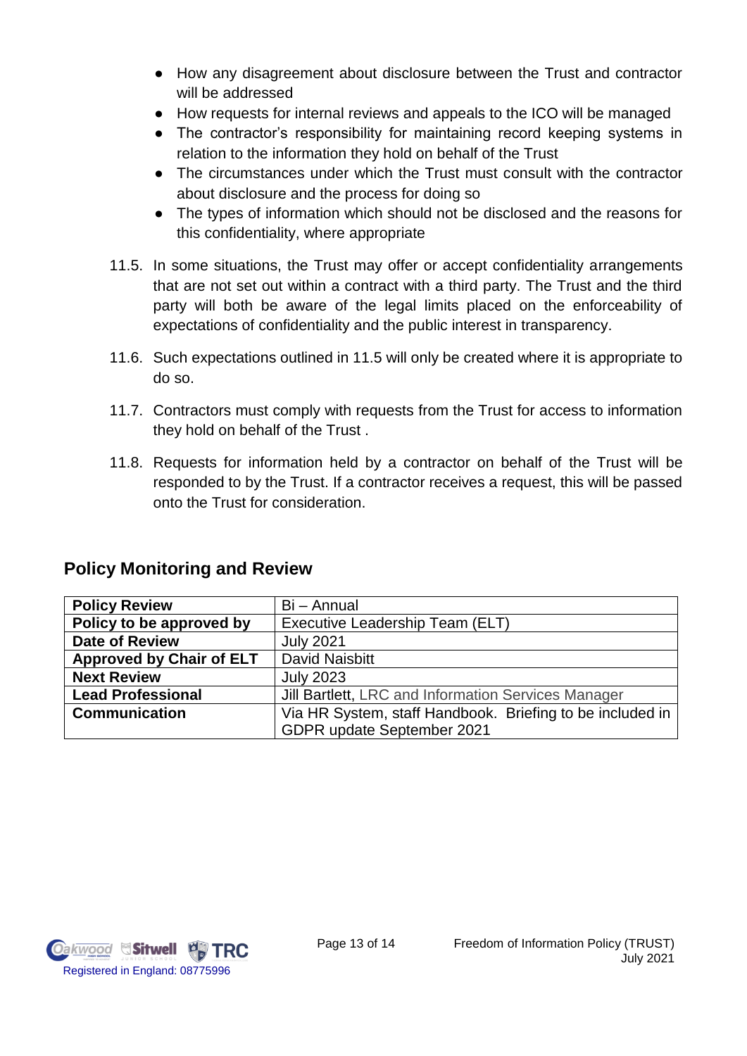- How any disagreement about disclosure between the Trust and contractor will be addressed
- How requests for internal reviews and appeals to the ICO will be managed
- The contractor's responsibility for maintaining record keeping systems in relation to the information they hold on behalf of the Trust
- The circumstances under which the Trust must consult with the contractor about disclosure and the process for doing so
- The types of information which should not be disclosed and the reasons for this confidentiality, where appropriate

11.5. In some situations, the Trust may offer or accept confidentiality arrangements that are not set out within a contract with a third party. The Trust and the third party will both be aware of the legal limits placed on the enforceability of expectations of confidentiality and the public interest in transparency.

11.6. Such expectations outlined in 11.5 will only be created where it is appropriate to do so.

11.7. Contractors must comply with requests from the Trust for access to information they hold on behalf of the Trust .

11.8. Requests for information held by a contractor on behalf of the Trust will be responded to by the Trust. If a contractor receives a request, this will be passed onto the Trust for consideration.

## Policy Monitoring and Review

| **Policy Review** | Bi – Annual |
|---|---|
| **Policy to be approved by** | Executive Leadership Team (ELT) |
| **Date of Review** | July 2021 |
| **Approved by Chair of ELT** | David Naisbitt |
| **Next Review** | July 2023 |
| **Lead Professional** | Jill Bartlett, LRC and Information Services Manager |
| **Communication** | Via HR System, staff Handbook. Briefing to be included in GDPR update September 2021 |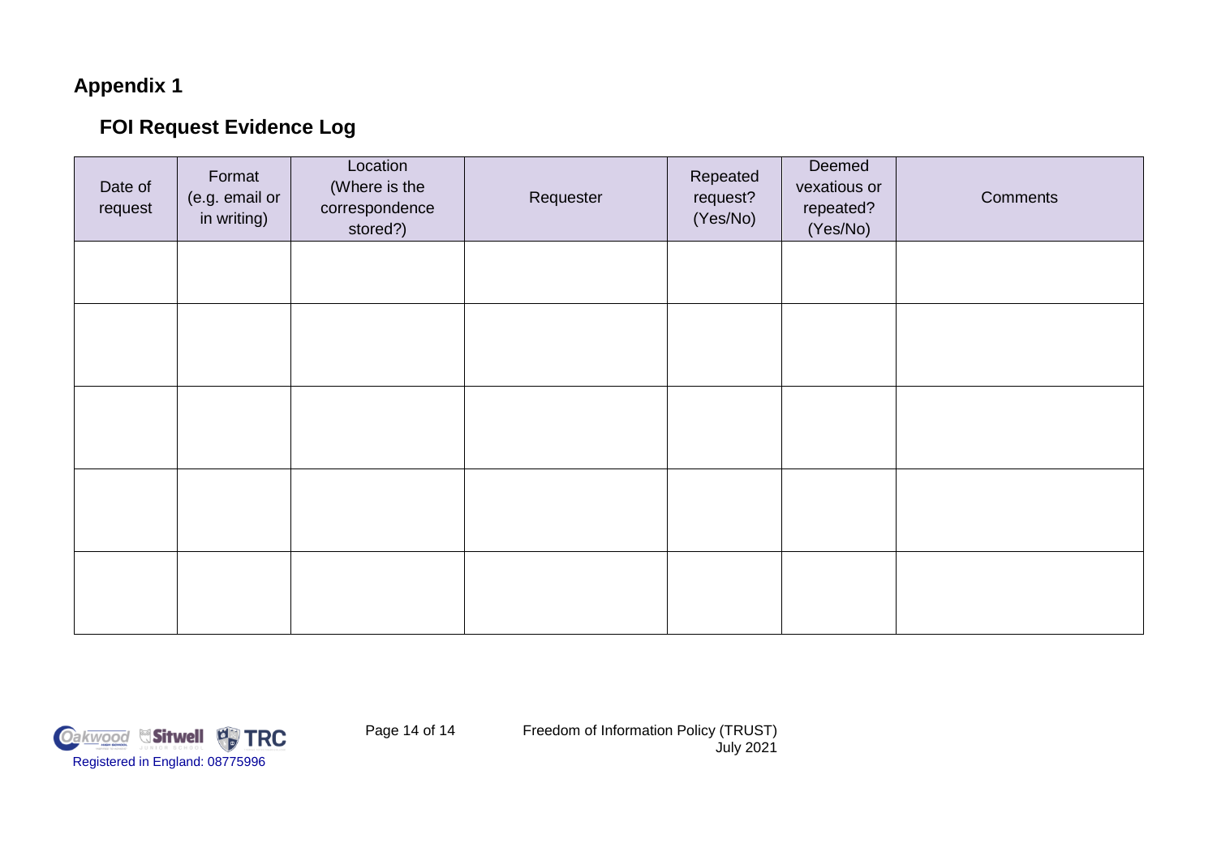## Appendix 1

### FOI Request Evidence Log

| Date of request | Format (e.g. email or in writing) | Location (Where is the correspondence stored?) | Requester | Repeated request? (Yes/No) | Deemed vexatious or repeated? (Yes/No) | Comments |
|---|---|---|---|---|---|---|
| | | | | | | |
| | | | | | | |
| | | | | | | |
| | | | | | | |
| | | | | | | |